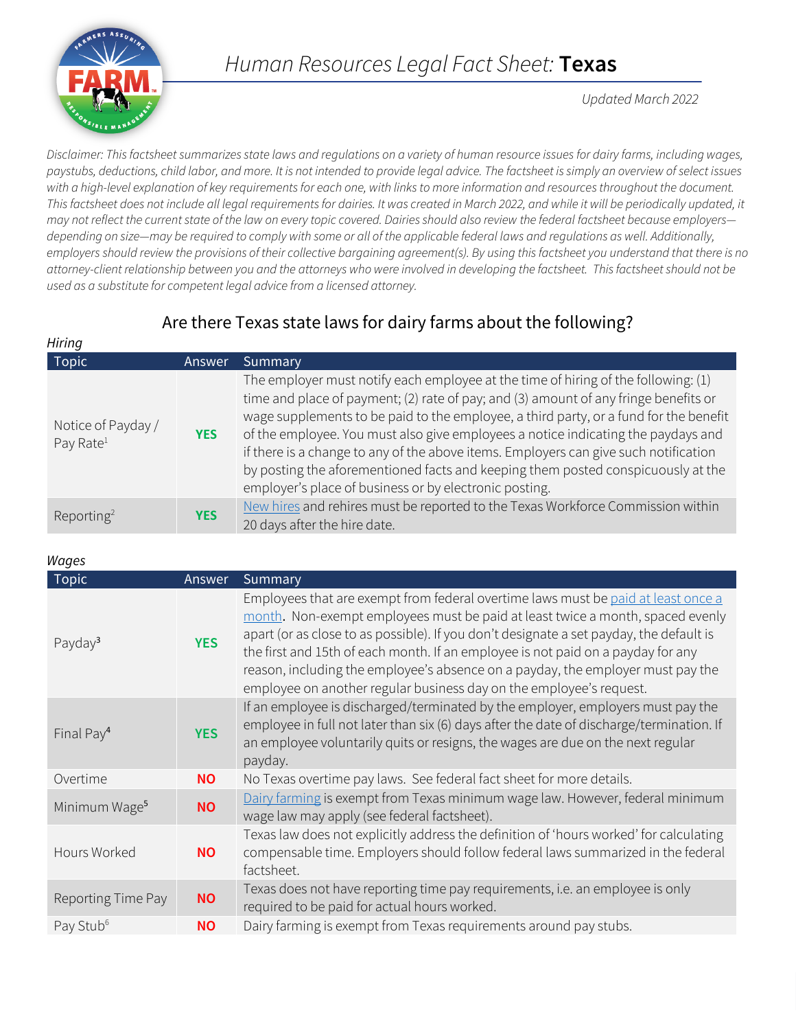# Human Resources Legal Fact Sheet: **Texas**

*Updated March 2022*

*Disclaimer: This factsheet summarizes state laws and regulations on a variety of human resource issues for dairy farms, including wages, paystubs, deductions, child labor, and more. It is not intended to provide legal advice. The factsheet is simply an overview of select issues with a high-level explanation of key requirements for each one, with links to more information and resources throughout the document. This factsheet does not include all legal requirements for dairies. It was created in March 2022, and while it will be periodically updated, it may not reflect the current state of the law on every topic covered. Dairies should also review the federal factsheet because employers—depending on size—may be required to comply with some or all of the applicable federal laws and regulations as well. Additionally, employers should review the provisions of their collective bargaining agreement(s). By using this factsheet you understand that there is no attorney-client relationship between you and the attorneys who were involved in developing the factsheet. This factsheet should not be used as a substitute for competent legal advice from a licensed attorney.*

## Are there Texas state laws for dairy farms about the following?

*Hiring*

| Topic | Answer | Summary |
|---|---|---|
| Notice of Payday / Pay Rate[1] | **YES** | The employer must notify each employee at the time of hiring of the following: (1) time and place of payment; (2) rate of pay; and (3) amount of any fringe benefits or wage supplements to be paid to the employee, a third party, or a fund for the benefit of the employee. You must also give employees a notice indicating the paydays and if there is a change to any of the above items. Employers can give such notification by posting the aforementioned facts and keeping them posted conspicuously at the employer's place of business or by electronic posting. |
| Reporting[2] | **YES** | New hires and rehires must be reported to the Texas Workforce Commission within 20 days after the hire date. |

*Wages*

| Topic | Answer | Summary |
|---|---|---|
| Payday[3] | **YES** | Employees that are exempt from federal overtime laws must be paid at least once a month. Non-exempt employees must be paid at least twice a month, spaced evenly apart (or as close to as possible). If you don't designate a set payday, the default is the first and 15th of each month. If an employee is not paid on a payday for any reason, including the employee's absence on a payday, the employer must pay the employee on another regular business day on the employee's request. |
| Final Pay[4] | **YES** | If an employee is discharged/terminated by the employer, employers must pay the employee in full not later than six (6) days after the date of discharge/termination. If an employee voluntarily quits or resigns, the wages are due on the next regular payday. |
| Overtime | **NO** | No Texas overtime pay laws. See federal fact sheet for more details. |
| Minimum Wage[5] | **NO** | Dairy farming is exempt from Texas minimum wage law. However, federal minimum wage law may apply (see federal factsheet). |
| Hours Worked | **NO** | Texas law does not explicitly address the definition of 'hours worked' for calculating compensable time. Employers should follow federal laws summarized in the federal factsheet. |
| Reporting Time Pay | **NO** | Texas does not have reporting time pay requirements, i.e. an employee is only required to be paid for actual hours worked. |
| Pay Stub[6] | **NO** | Dairy farming is exempt from Texas requirements around pay stubs. |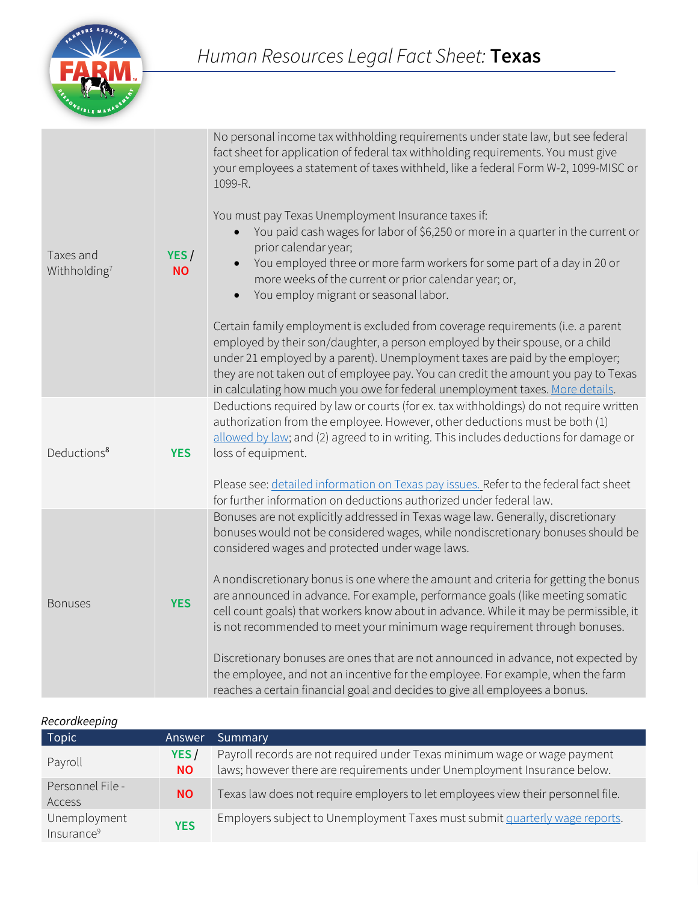| Taxes and Withholding[7] | **YES / NO** | No personal income tax withholding requirements under state law, but see federal fact sheet for application of federal tax withholding requirements. You must give your employees a statement of taxes withheld, like a federal Form W-2, 1099-MISC or 1099-R.<br><br>You must pay Texas Unemployment Insurance taxes if:<br>• You paid cash wages for labor of $6,250 or more in a quarter in the current or prior calendar year;<br>• You employed three or more farm workers for some part of a day in 20 or more weeks of the current or prior calendar year; or,<br>• You employ migrant or seasonal labor.<br><br>Certain family employment is excluded from coverage requirements (i.e. a parent employed by their son/daughter, a person employed by their spouse, or a child under 21 employed by a parent). Unemployment taxes are paid by the employer; they are not taken out of employee pay. You can credit the amount you pay to Texas in calculating how much you owe for federal unemployment taxes. More details. |
|---|---|---|
| Deductions[8] | **YES** | Deductions required by law or courts (for ex. tax withholdings) do not require written authorization from the employee. However, other deductions must be both (1) allowed by law; and (2) agreed to in writing. This includes deductions for damage or loss of equipment.<br><br>Please see: detailed information on Texas pay issues. Refer to the federal fact sheet for further information on deductions authorized under federal law. |
| Bonuses | **YES** | Bonuses are not explicitly addressed in Texas wage law. Generally, discretionary bonuses would not be considered wages, while nondiscretionary bonuses should be considered wages and protected under wage laws.<br><br>A nondiscretionary bonus is one where the amount and criteria for getting the bonus are announced in advance. For example, performance goals (like meeting somatic cell count goals) that workers know about in advance. While it may be permissible, it is not recommended to meet your minimum wage requirement through bonuses.<br><br>Discretionary bonuses are ones that are not announced in advance, not expected by the employee, and not an incentive for the employee. For example, when the farm reaches a certain financial goal and decides to give all employees a bonus. |

*Recordkeeping*

| Topic | Answer | Summary |
|---|---|---|
| Payroll | **YES / NO** | Payroll records are not required under Texas minimum wage or wage payment laws; however there are requirements under Unemployment Insurance below. |
| Personnel File - Access | **NO** | Texas law does not require employers to let employees view their personnel file. |
| Unemployment Insurance[9] | **YES** | Employers subject to Unemployment Taxes must submit quarterly wage reports. |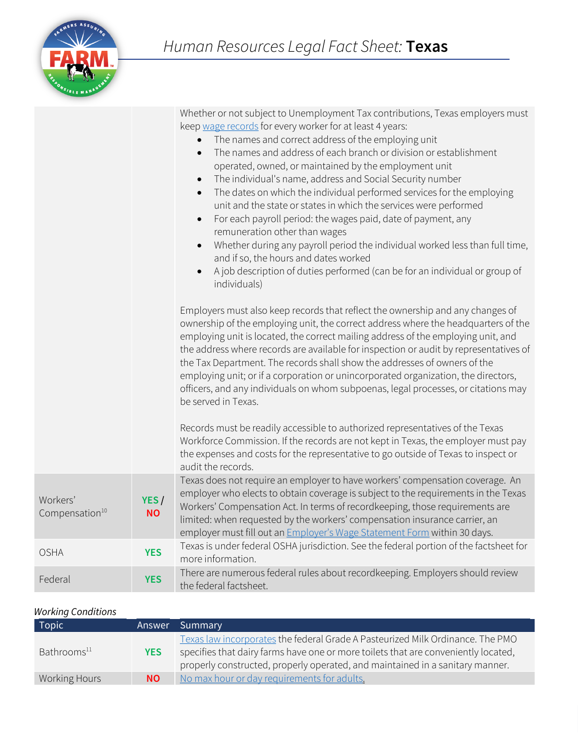| | | |
|---|---|---|
| | | Whether or not subject to Unemployment Tax contributions, Texas employers must keep wage records for every worker for at least 4 years: <br>• The names and correct address of the employing unit <br>• The names and address of each branch or division or establishment operated, owned, or maintained by the employment unit <br>• The individual's name, address and Social Security number <br>• The dates on which the individual performed services for the employing unit and the state or states in which the services were performed <br>• For each payroll period: the wages paid, date of payment, any remuneration other than wages <br>• Whether during any payroll period the individual worked less than full time, and if so, the hours and dates worked <br>• A job description of duties performed (can be for an individual or group of individuals) <br><br>Employers must also keep records that reflect the ownership and any changes of ownership of the employing unit, the correct address where the headquarters of the employing unit is located, the correct mailing address of the employing unit, and the address where records are available for inspection or audit by representatives of the Tax Department. The records shall show the addresses of owners of the employing unit; or if a corporation or unincorporated organization, the directors, officers, and any individuals on whom subpoenas, legal processes, or citations may be served in Texas. <br><br>Records must be readily accessible to authorized representatives of the Texas Workforce Commission. If the records are not kept in Texas, the employer must pay the expenses and costs for the representative to go outside of Texas to inspect or audit the records. |
| Workers' Compensation[10] | YES / NO | Texas does not require an employer to have workers' compensation coverage. An employer who elects to obtain coverage is subject to the requirements in the Texas Workers' Compensation Act. In terms of recordkeeping, those requirements are limited: when requested by the workers' compensation insurance carrier, an employer must fill out an Employer's Wage Statement Form within 30 days. |
| OSHA | YES | Texas is under federal OSHA jurisdiction. See the federal portion of the factsheet for more information. |
| Federal | YES | There are numerous federal rules about recordkeeping. Employers should review the federal factsheet. |

*Working Conditions*

| Topic | Answer | Summary |
|---|---|---|
| Bathrooms[11] | YES | Texas law incorporates the federal Grade A Pasteurized Milk Ordinance. The PMO specifies that dairy farms have one or more toilets that are conveniently located, properly constructed, properly operated, and maintained in a sanitary manner. |
| Working Hours | NO | No max hour or day requirements for adults. |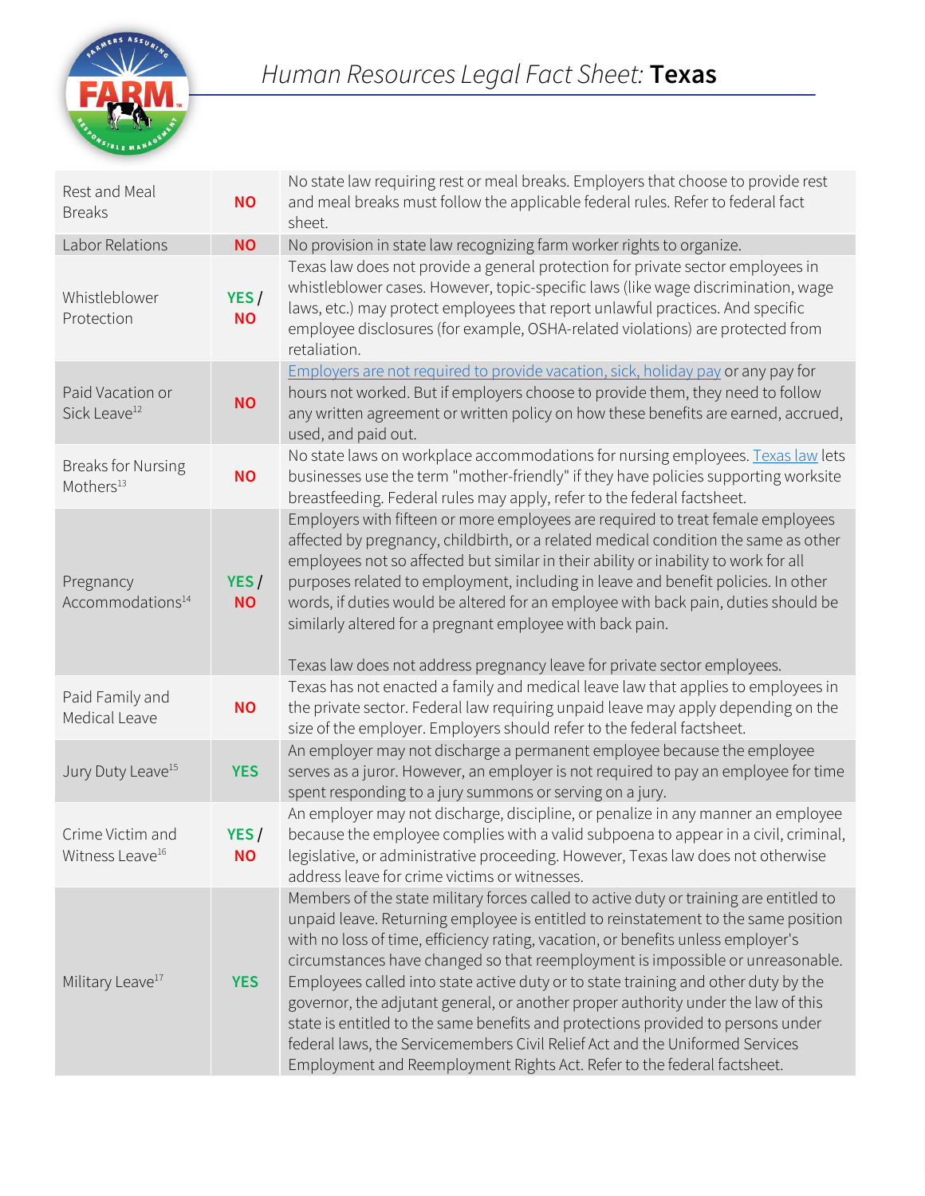# Human Resources Legal Fact Sheet: **Texas**

| | | |
|---|---|---|
| Rest and Meal Breaks | **NO** | No state law requiring rest or meal breaks. Employers that choose to provide rest and meal breaks must follow the applicable federal rules. Refer to federal fact sheet. |
| Labor Relations | **NO** | No provision in state law recognizing farm worker rights to organize. |
| Whistleblower Protection | **YES / NO** | Texas law does not provide a general protection for private sector employees in whistleblower cases. However, topic-specific laws (like wage discrimination, wage laws, etc.) may protect employees that report unlawful practices. And specific employee disclosures (for example, OSHA-related violations) are protected from retaliation. |
| Paid Vacation or Sick Leave[12] | **NO** | Employers are not required to provide vacation, sick, holiday pay or any pay for hours not worked. But if employers choose to provide them, they need to follow any written agreement or written policy on how these benefits are earned, accrued, used, and paid out. |
| Breaks for Nursing Mothers[13] | **NO** | No state laws on workplace accommodations for nursing employees. Texas law lets businesses use the term "mother-friendly" if they have policies supporting worksite breastfeeding. Federal rules may apply, refer to the federal factsheet. |
| Pregnancy Accommodations[14] | **YES / NO** | Employers with fifteen or more employees are required to treat female employees affected by pregnancy, childbirth, or a related medical condition the same as other employees not so affected but similar in their ability or inability to work for all purposes related to employment, including in leave and benefit policies. In other words, if duties would be altered for an employee with back pain, duties should be similarly altered for a pregnant employee with back pain.<br><br>Texas law does not address pregnancy leave for private sector employees. |
| Paid Family and Medical Leave | **NO** | Texas has not enacted a family and medical leave law that applies to employees in the private sector. Federal law requiring unpaid leave may apply depending on the size of the employer. Employers should refer to the federal factsheet. |
| Jury Duty Leave[15] | **YES** | An employer may not discharge a permanent employee because the employee serves as a juror. However, an employer is not required to pay an employee for time spent responding to a jury summons or serving on a jury. |
| Crime Victim and Witness Leave[16] | **YES / NO** | An employer may not discharge, discipline, or penalize in any manner an employee because the employee complies with a valid subpoena to appear in a civil, criminal, legislative, or administrative proceeding. However, Texas law does not otherwise address leave for crime victims or witnesses. |
| Military Leave[17] | **YES** | Members of the state military forces called to active duty or training are entitled to unpaid leave. Returning employee is entitled to reinstatement to the same position with no loss of time, efficiency rating, vacation, or benefits unless employer's circumstances have changed so that reemployment is impossible or unreasonable. Employees called into state active duty or to state training and other duty by the governor, the adjutant general, or another proper authority under the law of this state is entitled to the same benefits and protections provided to persons under federal laws, the Servicemembers Civil Relief Act and the Uniformed Services Employment and Reemployment Rights Act. Refer to the federal factsheet. |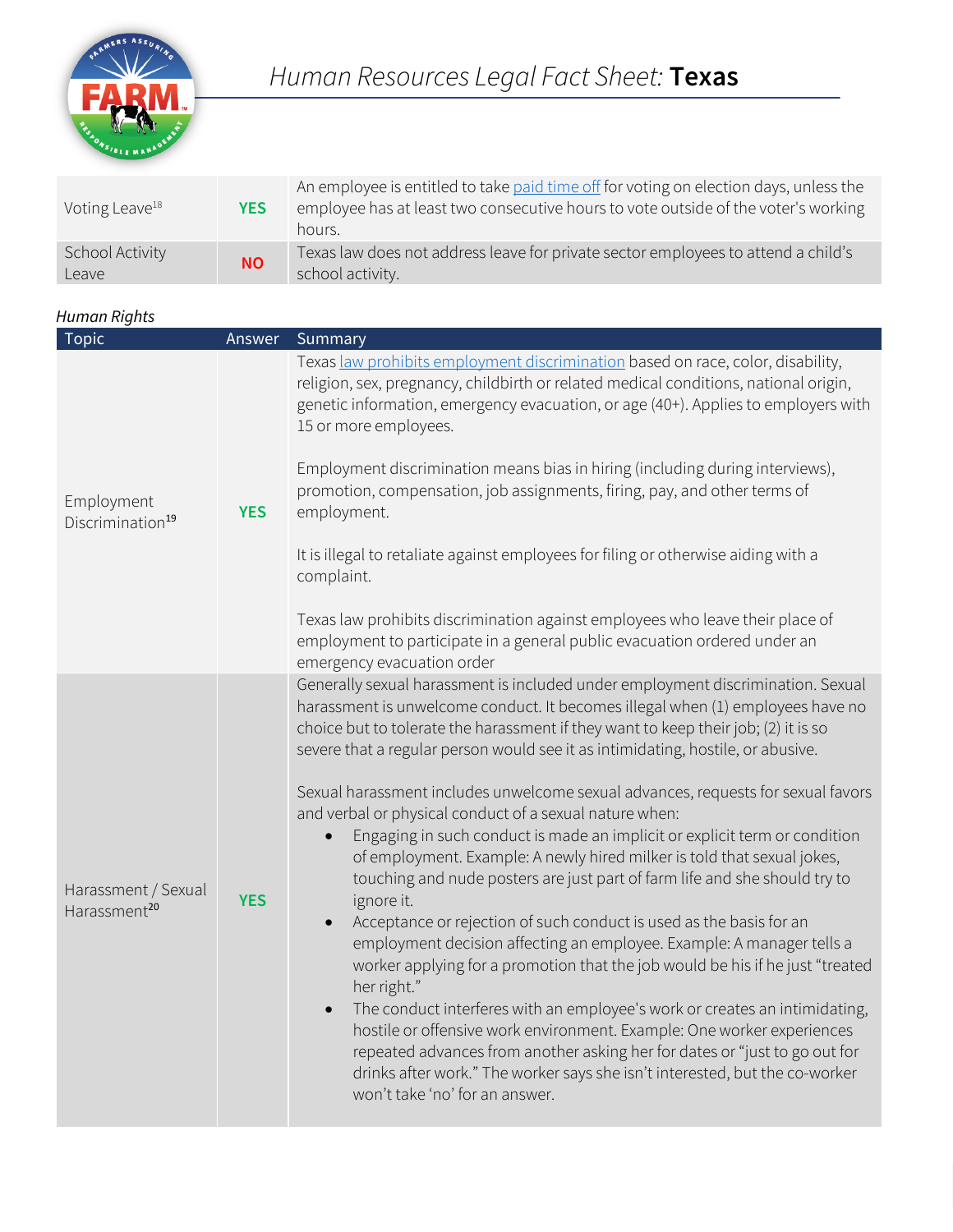# Human Resources Legal Fact Sheet: **Texas**

| | | |
|---|---|---|
| Voting Leave[18] | **YES** | An employee is entitled to take paid time off for voting on election days, unless the employee has at least two consecutive hours to vote outside of the voter's working hours. |
| School Activity Leave | **NO** | Texas law does not address leave for private sector employees to attend a child's school activity. |

*Human Rights*

| Topic | Answer | Summary |
|---|---|---|
| Employment Discrimination[19] | **YES** | Texas law prohibits employment discrimination based on race, color, disability, religion, sex, pregnancy, childbirth or related medical conditions, national origin, genetic information, emergency evacuation, or age (40+). Applies to employers with 15 or more employees.<br><br>Employment discrimination means bias in hiring (including during interviews), promotion, compensation, job assignments, firing, pay, and other terms of employment.<br><br>It is illegal to retaliate against employees for filing or otherwise aiding with a complaint.<br><br>Texas law prohibits discrimination against employees who leave their place of employment to participate in a general public evacuation ordered under an emergency evacuation order |
| Harassment / Sexual Harassment[20] | **YES** | Generally sexual harassment is included under employment discrimination. Sexual harassment is unwelcome conduct. It becomes illegal when (1) employees have no choice but to tolerate the harassment if they want to keep their job; (2) it is so severe that a regular person would see it as intimidating, hostile, or abusive.<br><br>Sexual harassment includes unwelcome sexual advances, requests for sexual favors and verbal or physical conduct of a sexual nature when:<br>• Engaging in such conduct is made an implicit or explicit term or condition of employment. Example: A newly hired milker is told that sexual jokes, touching and nude posters are just part of farm life and she should try to ignore it.<br>• Acceptance or rejection of such conduct is used as the basis for an employment decision affecting an employee. Example: A manager tells a worker applying for a promotion that the job would be his if he just "treated her right."<br>• The conduct interferes with an employee's work or creates an intimidating, hostile or offensive work environment. Example: One worker experiences repeated advances from another asking her for dates or "just to go out for drinks after work." The worker says she isn't interested, but the co-worker won't take 'no' for an answer. |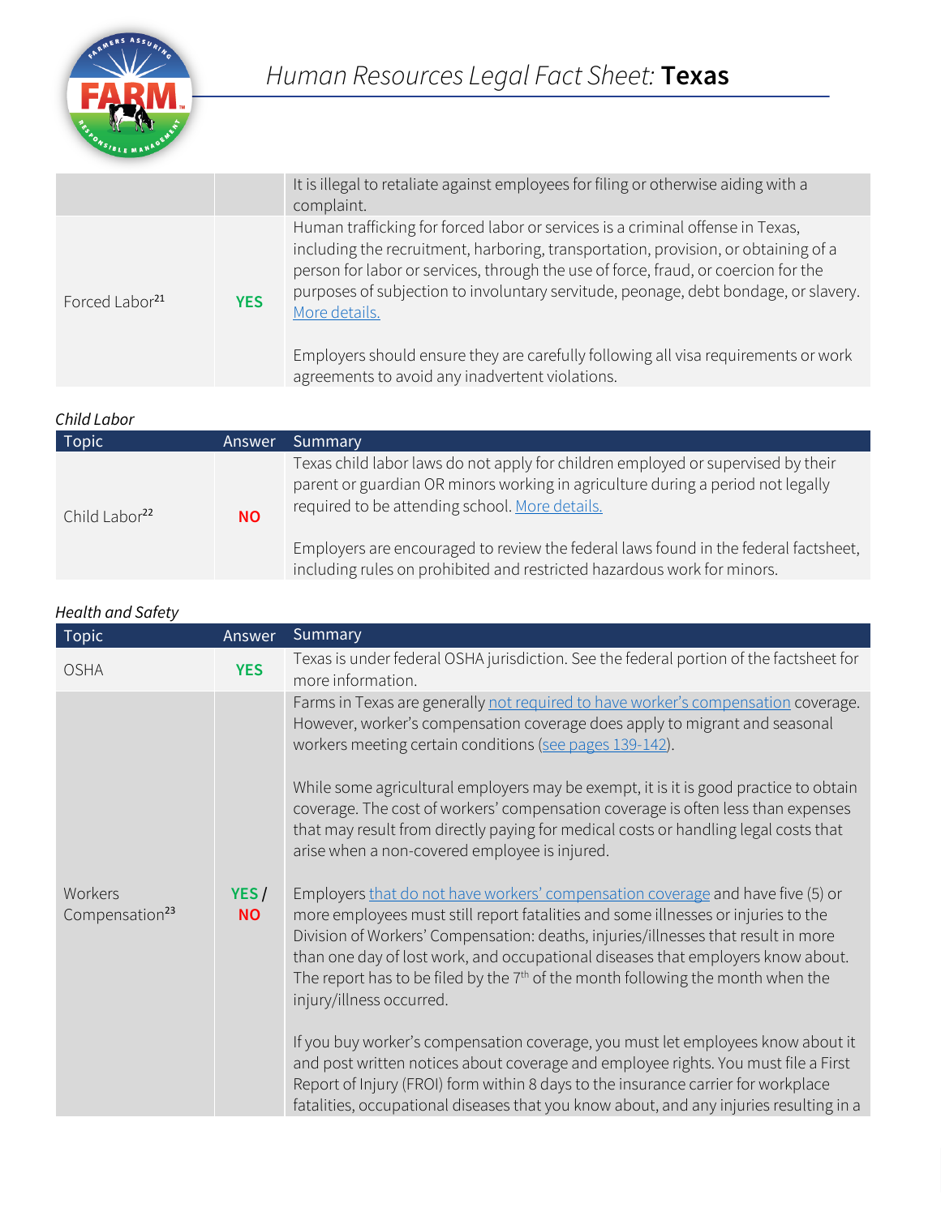| | | |
|---|---|---|
| | | It is illegal to retaliate against employees for filing or otherwise aiding with a complaint. |
| Forced Labor[21] | **YES** | Human trafficking for forced labor or services is a criminal offense in Texas, including the recruitment, harboring, transportation, provision, or obtaining of a person for labor or services, through the use of force, fraud, or coercion for the purposes of subjection to involuntary servitude, peonage, debt bondage, or slavery. [More details.](#)<br><br>Employers should ensure they are carefully following all visa requirements or work agreements to avoid any inadvertent violations. |

*Child Labor*

| Topic | Answer | Summary |
|---|---|---|
| Child Labor[22] | **NO** | Texas child labor laws do not apply for children employed or supervised by their parent or guardian OR minors working in agriculture during a period not legally required to be attending school. [More details.](#)<br><br>Employers are encouraged to review the federal laws found in the federal factsheet, including rules on prohibited and restricted hazardous work for minors. |

*Health and Safety*

| Topic | Answer | Summary |
|---|---|---|
| OSHA | **YES** | Texas is under federal OSHA jurisdiction. See the federal portion of the factsheet for more information. |
| Workers Compensation[23] | **YES / NO** | Farms in Texas are generally [not required to have worker's compensation](#) coverage. However, worker's compensation coverage does apply to migrant and seasonal workers meeting certain conditions ([see pages 139-142](#)).<br><br>While some agricultural employers may be exempt, it is it is good practice to obtain coverage. The cost of workers' compensation coverage is often less than expenses that may result from directly paying for medical costs or handling legal costs that arise when a non-covered employee is injured.<br><br>Employers [that do not have workers' compensation coverage](#) and have five (5) or more employees must still report fatalities and some illnesses or injuries to the Division of Workers' Compensation: deaths, injuries/illnesses that result in more than one day of lost work, and occupational diseases that employers know about. The report has to be filed by the 7th of the month following the month when the injury/illness occurred.<br><br>If you buy worker's compensation coverage, you must let employees know about it and post written notices about coverage and employee rights. You must file a First Report of Injury (FROI) form within 8 days to the insurance carrier for workplace fatalities, occupational diseases that you know about, and any injuries resulting in a |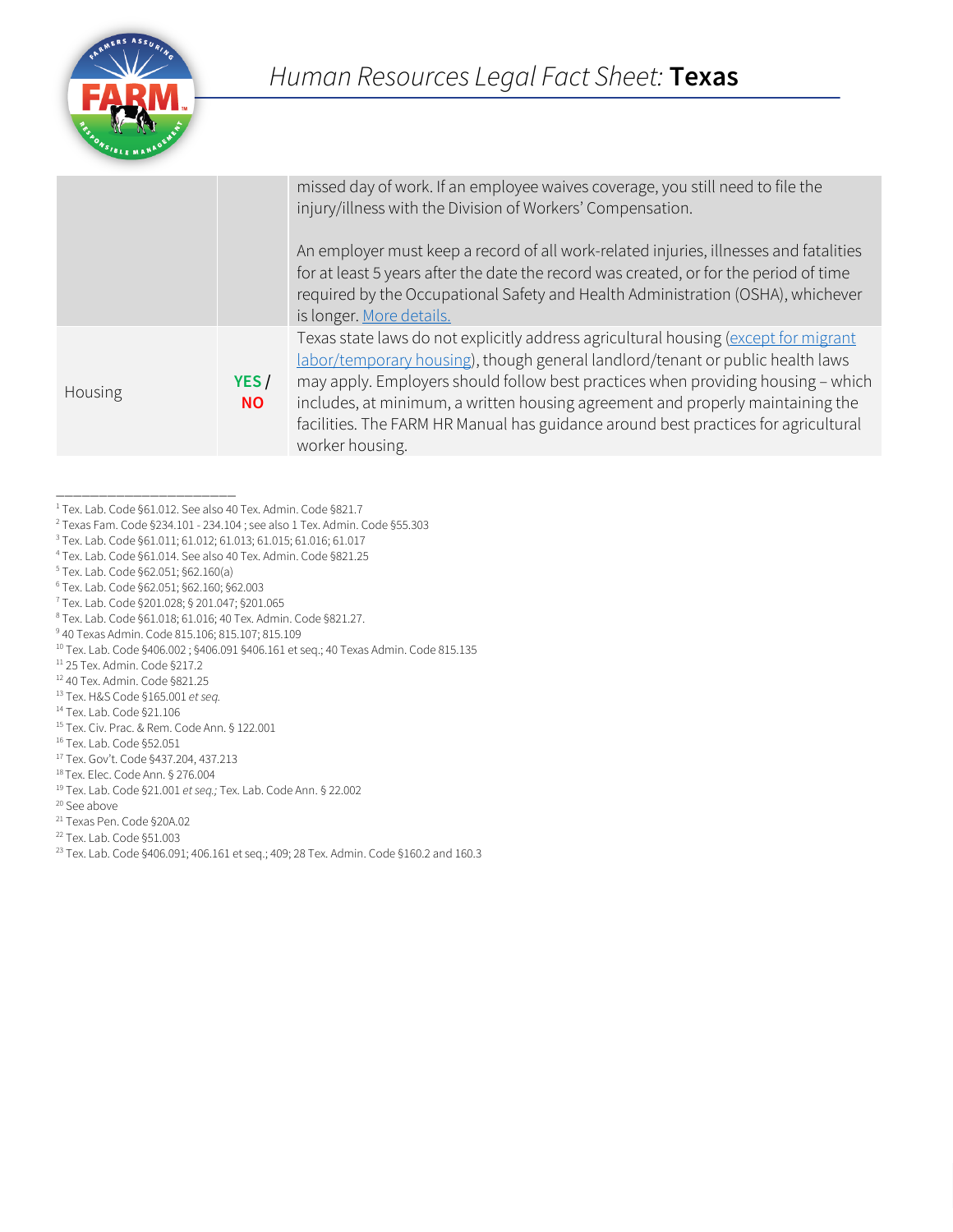| | | |
|---|---|---|
| | | missed day of work. If an employee waives coverage, you still need to file the injury/illness with the Division of Workers' Compensation.<br><br>An employer must keep a record of all work-related injuries, illnesses and fatalities for at least 5 years after the date the record was created, or for the period of time required by the Occupational Safety and Health Administration (OSHA), whichever is longer. [More details.]() |
| Housing | YES / NO | Texas state laws do not explicitly address agricultural housing ([except for migrant labor/temporary housing]()), though general landlord/tenant or public health laws may apply. Employers should follow best practices when providing housing – which includes, at minimum, a written housing agreement and properly maintaining the facilities. The FARM HR Manual has guidance around best practices for agricultural worker housing. |

---

[1] Tex. Lab. Code §61.012. See also 40 Tex. Admin. Code §821.7
[2] Texas Fam. Code §234.101 - 234.104 ; see also 1 Tex. Admin. Code §55.303
[3] Tex. Lab. Code §61.011; 61.012; 61.013; 61.015; 61.016; 61.017
[4] Tex. Lab. Code §61.014. See also 40 Tex. Admin. Code §821.25
[5] Tex. Lab. Code §62.051; §62.160(a)
[6] Tex. Lab. Code §62.051; §62.160; §62.003
[7] Tex. Lab. Code §201.028; § 201.047; §201.065
[8] Tex. Lab. Code §61.018; 61.016; 40 Tex. Admin. Code §821.27.
[9] 40 Texas Admin. Code 815.106; 815.107; 815.109
[10] Tex. Lab. Code §406.002 ; §406.091 §406.161 et seq.; 40 Texas Admin. Code 815.135
[11] 25 Tex. Admin. Code §217.2
[12] 40 Tex. Admin. Code §821.25
[13] Tex. H&S Code §165.001 *et seq.*
[14] Tex. Lab. Code §21.106
[15] Tex. Civ. Prac. & Rem. Code Ann. § 122.001
[16] Tex. Lab. Code §52.051
[17] Tex. Gov't. Code §437.204, 437.213
[18] Tex. Elec. Code Ann. § 276.004
[19] Tex. Lab. Code §21.001 *et seq.;* Tex. Lab. Code Ann. § 22.002
[20] See above
[21] Texas Pen. Code §20A.02
[22] Tex. Lab. Code §51.003
[23] Tex. Lab. Code §406.091; 406.161 et seq.; 409; 28 Tex. Admin. Code §160.2 and 160.3